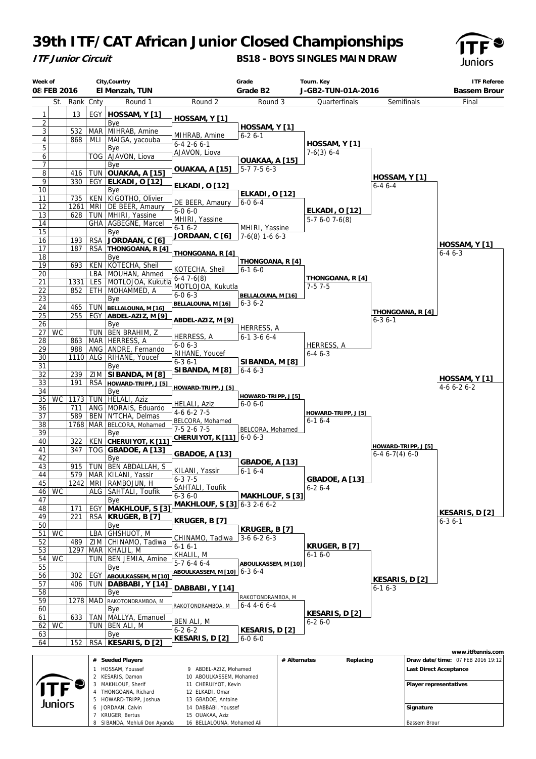# 39th ITF/CAT African Junior Closed Championships

**ITF Junior Circuit**

**BS18 - BOYS SINGLES MAIN DRAW**

| Week of | City,Country | Grade | Tourn. Key | ITF Referee |
|---|---|---|---|---|
| 08 FEB 2016 | El Menzah, TUN | Grade B2 | J-GB2-TUN-01A-2016 | Bassem Brour |

| # | St. | Rank | Cnty | Round 1 | Round 2 | Round 3 | Quarterfinals | Semifinals | Final |
|---|---|---|---|---|---|---|---|---|---|
| 1 | | 13 | EGY | **HOSSAM, Y [1]** | **HOSSAM, Y [1]** | | | | |
| 2 | | | | Bye | | **HOSSAM, Y [1]** | | | |
| 3 | | 532 | MAR | MIHRAB, Amine | MIHRAB, Amine | 6-2 6-1 | | | |
| 4 | | 868 | MLI | MAIGA, yacouba | 6-4 2-6 6-1 | | **HOSSAM, Y [1]** | | |
| 5 | | | | Bye | AJAVON, Liova | | 7-6(3) 6-4 | | |
| 6 | | | TOG | AJAVON, Liova | | **OUAKAA, A [15]** | | | |
| 7 | | | | Bye | **OUAKAA, A [15]** | 5-7 7-5 6-3 | | | |
| 8 | | 416 | TUN | **OUAKAA, A [15]** | | | | **HOSSAM, Y [1]** | |
| 9 | | 330 | EGY | **ELKADI, O [12]** | **ELKADI, O [12]** | | | 6-4 6-4 | |
| 10 | | | | Bye | | **ELKADI, O [12]** | | | |
| 11 | | 735 | KEN | KIGOTHO, Olivier | DE BEER, Amaury | 6-0 6-4 | | | |
| 12 | | 1261 | MRI | DE BEER, Amaury | 6-0 6-0 | | **ELKADI, O [12]** | | |
| 13 | | 628 | TUN | MHIRI, Yassine | MHIRI, Yassine | | 5-7 6-0 7-6(8) | | |
| 14 | | | GHA | AGBEGNE, Marcel | 6-1 6-2 | MHIRI, Yassine | | | |
| 15 | | | | Bye | **JORDAAN, C [6]** | 7-6(8) 1-6 6-3 | | | |
| 16 | | 193 | RSA | **JORDAAN, C [6]** | | | | | **HOSSAM, Y [1]** |
| 17 | | 187 | RSA | **THONGOANA, R [4]** | **THONGOANA, R [4]** | | | | 6-4 6-3 |
| 18 | | | | Bye | | **THONGOANA, R [4]** | | | |
| 19 | | 693 | KEN | KOTECHA, Sheil | KOTECHA, Sheil | 6-1 6-0 | | | |
| 20 | | | LBA | MOUHAN, Ahmed | 6-4 7-6(8) | | **THONGOANA, R [4]** | | |
| 21 | | 1331 | LES | MOTLOJOA, Kukutla | MOTLOJOA, Kukutla | | 7-5 7-5 | | |
| 22 | | 852 | ETH | MOHAMMED, A | 6-0 6-3 | **BELLALOUNA, M [16]** | | | |
| 23 | | | | Bye | **BELLALOUNA, M [16]** | 6-3 6-2 | | | |
| 24 | | 465 | TUN | **BELLALOUNA, M [16]** | | | | **THONGOANA, R [4]** | |
| 25 | | 255 | EGY | **ABDEL-AZIZ, M [9]** | **ABDEL-AZIZ, M [9]** | | | 6-3 6-1 | |
| 26 | | | | Bye | | HERRESS, A | | | |
| 27 | WC | | TUN | BEN BRAHIM, Z | HERRESS, A | 6-1 3-6 6-4 | | | |
| 28 | | 863 | MAR | HERRESS, A | 6-0 6-3 | | HERRESS, A | | |
| 29 | | 988 | ANG | ANDRE, Fernando | RIHANE, Youcef | | 6-4 6-3 | | |
| 30 | | 1110 | ALG | RIHANE, Youcef | 6-3 6-1 | **SIBANDA, M [8]** | | | |
| 31 | | | | Bye | **SIBANDA, M [8]** | 6-4 6-3 | | | |
| 32 | | 239 | ZIM | **SIBANDA, M [8]** | | | | | **HOSSAM, Y [1]** 4-6 6-2 6-2 |
| 33 | | 191 | RSA | **HOWARD-TRIPP, J [5]** | **HOWARD-TRIPP, J [5]** | | | | |
| 34 | | | | Bye | | **HOWARD-TRIPP, J [5]** | | | |
| 35 | WC | 1173 | TUN | HELALI, Aziz | HELALI, Aziz | 6-0 6-0 | | | |
| 36 | | 711 | ANG | MORAIS, Eduardo | 4-6 6-2 7-5 | | **HOWARD-TRIPP, J [5]** | | |
| 37 | | 589 | BEN | N'TCHA, Delmas | BELCORA, Mohamed | | 6-1 6-4 | | |
| 38 | | 1768 | MAR | BELCORA, Mohamed | 7-5 2-6 7-5 | BELCORA, Mohamed | | | |
| 39 | | | | Bye | **CHERUIYOT, K [11]** | 6-0 6-3 | | | |
| 40 | | 322 | KEN | **CHERUIYOT, K [11]** | | | | **HOWARD-TRIPP, J [5]** | |
| 41 | | 347 | TOG | **GBADOE, A [13]** | **GBADOE, A [13]** | | | 6-4 6-7(4) 6-0 | |
| 42 | | | | Bye | | **GBADOE, A [13]** | | | |
| 43 | | 915 | TUN | BEN ABDALLAH, S | KILANI, Yassir | 6-1 6-4 | | | |
| 44 | | 579 | MAR | KILANI, Yassir | 6-3 7-5 | | **GBADOE, A [13]** | | |
| 45 | | 1242 | MRI | RAMBOJUN, H | SAHTALI, Toufik | | 6-2 6-4 | | |
| 46 | WC | | ALG | SAHTALI, Toufik | 6-3 6-0 | **MAKHLOUF, S [3]** | | | |
| 47 | | | | Bye | **MAKHLOUF, S [3]** | 6-3 2-6 6-2 | | | |
| 48 | | 171 | EGY | **MAKHLOUF, S [3]** | | | | | **KESARIS, D [2]** |
| 49 | | 221 | RSA | **KRUGER, B [7]** | **KRUGER, B [7]** | | | | 6-3 6-1 |
| 50 | | | | Bye | | **KRUGER, B [7]** | | | |
| 51 | WC | | LBA | GHSHUOT, M | CHINAMO, Tadiwa | 3-6 6-2 6-3 | | | |
| 52 | | 489 | ZIM | CHINAMO, Tadiwa | 6-1 6-1 | | **KRUGER, B [7]** | | |
| 53 | | 1297 | MAR | KHALIL, M | KHALIL, M | | 6-1 6-0 | | |
| 54 | WC | | TUN | BEN JEMIA, Amine | 5-7 6-4 6-4 | **ABOULKASSEM, M [10]** | | | |
| 55 | | | | Bye | **ABOULKASSEM, M [10]** | 6-3 6-4 | | | |
| 56 | | 302 | EGY | **ABOULKASSEM, M [10]** | | | | **KESARIS, D [2]** | |
| 57 | | 406 | TUN | **DABBABI, Y [14]** | **DABBABI, Y [14]** | | | 6-1 6-3 | |
| 58 | | | | Bye | | RAKOTONDRAMBOA, M | | | |
| 59 | | 1278 | MAD | RAKOTONDRAMBOA, M | RAKOTONDRAMBOA, M | 6-4 4-6 6-4 | | | |
| 60 | | | | Bye | | | **KESARIS, D [2]** | | |
| 61 | | 633 | TAN | MALLYA, Emanuel | BEN ALI, M | | 6-2 6-0 | | |
| 62 | WC | | TUN | BEN ALI, M | 6-2 6-2 | **KESARIS, D [2]** | | | |
| 63 | | | | Bye | **KESARIS, D [2]** | 6-0 6-0 | | | |
| 64 | | 152 | RSA | **KESARIS, D [2]** | | | | | |

www.itftennis.com

| # | Seeded Players | # | Seeded Players | # Alternates | Replacing | |
|---|---|---|---|---|---|---|
| 1 | HOSSAM, Youssef | 9 | ABDEL-AZIZ, Mohamed | | | Draw date/time: 07 FEB 2016 19:12 |
| 2 | KESARIS, Damon | 10 | ABOULKASSEM, Mohamed | | | Last Direct Acceptance |
| 3 | MAKHLOUF, Sherif | 11 | CHERUIYOT, Kevin | | | Player representatives |
| 4 | THONGOANA, Richard | 12 | ELKADI, Omar | | | |
| 5 | HOWARD-TRIPP, Joshua | 13 | GBADOE, Antoine | | | |
| 6 | JORDAAN, Calvin | 14 | DABBABI, Youssef | | | Signature |
| 7 | KRUGER, Bertus | 15 | OUAKAA, Aziz | | | |
| 8 | SIBANDA, Mehluli Don Ayanda | 16 | BELLALOUNA, Mohamed Ali | | | Bassem Brour |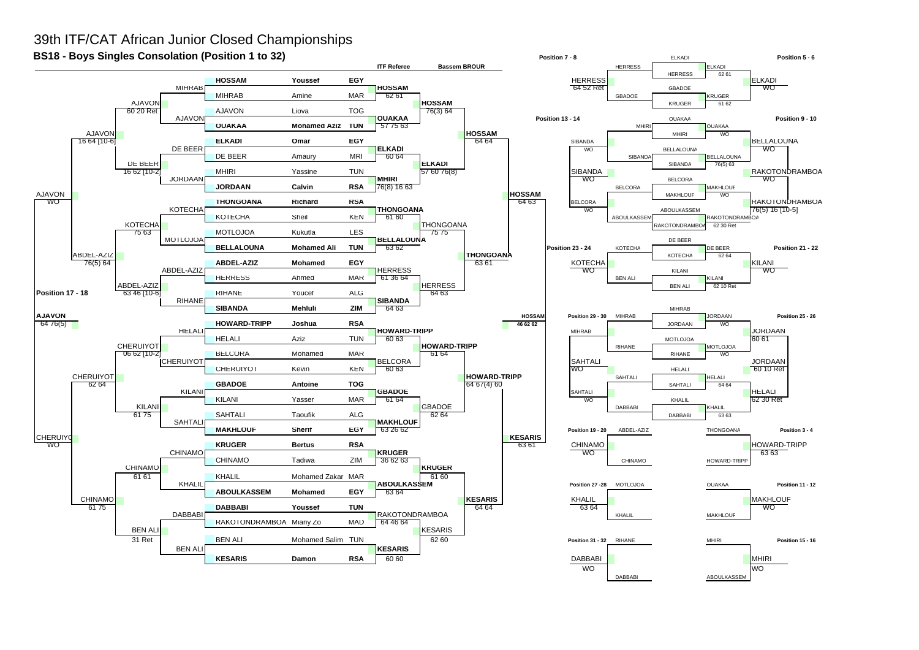# 39th ITF/CAT African Junior Closed Championships

## BS18 - Boys Singles Consolation (Position 1 to 32)

**ITF Referee:** Bassem BROUR

### Main Draw

| Player | First Name | Nat | Round 1 | Round 2 | Quarterfinal | Semifinal | Final |
|---|---|---|---|---|---|---|---|
| **HOSSAM** | Youssef | EGY | HOSSAM | HOSSAM | HOSSAM | HOSSAM | HOSSAM |
| MIHRAB | Amine | MAR | 62 61 | 76(3) 64 | 64 64 | 64 63 | 46 62 62 |
| AJAVON | Liova | TOG | OUAKAA | | | | |
| **OUAKAA** | Mohamed Aziz | TUN | 57 75 63 | | | | |
| **ELKADI** | Omar | EGY | ELKADI | ELKADI | | | |
| DE BEER | Amaury | MRI | 60 64 | 57 60 76(8) | | | |
| MHIRI | Yassine | TUN | MHIRI | | | | |
| **JORDAAN** | Calvin | RSA | 76(8) 16 63 | | | | |
| **THONGOANA** | Richard | RSA | THONGOANA | THONGOANA | THONGOANA | | |
| KOTECHA | Sheil | KEN | 61 60 | 75 75 | 63 61 | | |
| MOTLOJOA | Kukutla | LES | BELLALOUNA | | | | |
| **BELLALOUNA** | Mohamed Ali | TUN | 63 62 | | | | |
| **ABDEL-AZIZ** | Mohamed | EGY | HERRESS | HERRESS | | | |
| HERRESS | Ahmed | MAR | 61 36 64 | 64 63 | | | |
| RIHANE | Youcef | ALG | SIBANDA | | | | |
| **SIBANDA** | Mehluli | ZIM | 64 63 | | | | |
| **HOWARD-TRIPP** | Joshua | RSA | HOWARD-TRIPP | HOWARD-TRIPP | HOWARD-TRIPP | KESARIS | |
| HELALI | Aziz | TUN | 60 63 | 61 64 | 64 67(4) 60 | 63 61 | |
| BELCORA | Mohamed | MAR | BELCORA | | | | |
| CHERUIYOT | Kevin | KEN | 60 63 | | | | |
| **GBADOE** | Antoine | TOG | GBADOE | GBADOE | | | |
| KILANI | Yasser | MAR | 61 64 | 62 64 | | | |
| SAHTALI | Taoufik | ALG | MAKHLOUF | | | | |
| **MAKHLOUF** | Sherif | EGY | 63 26 62 | | | | |
| **KRUGER** | Bertus | RSA | KRUGER | KRUGER | KESARIS | | |
| CHINAMO | Tadiwa | ZIM | 36 62 63 | 61 60 | 64 64 | | |
| KHALIL | Mohamed Zakar | MAR | ABOULKASSEM | | | | |
| **ABOULKASSEM** | Mohamed | EGY | 63 64 | | | | |
| **DABBABI** | Youssef | TUN | RAKOTONDRAMBOA | KESARIS | | | |
| RAKOTONDRAMBOA | Mialy Zo | MAD | 64 46 64 | 62 60 | | | |
| BEN ALI | Mohamed Salim | TUN | KESARIS | | | | |
| **KESARIS** | Damon | RSA | 60 60 | | | | |

### Position 17 - 32 (Left side)

| Round 1 Losers | Winner | Score |
|---|---|---|
| MIHRAB vs AJAVON | AJAVON | 60 20 Ret |
| DE BEER vs JORDAAN | DE BEER | 16 62 [10-2] |
| AJAVON vs DE BEER | AJAVON | 16 64 [10-6] |
| KOTECHA vs MOTLOJOA | KOTECHA | 75 63 |
| ABDEL-AZIZ vs RIHANE | ABDEL-AZIZ | 63 46 [10-6] |
| KOTECHA vs ABDEL-AZIZ | ABDEL-AZIZ | 76(5) 64 |
| AJAVON vs ABDEL-AZIZ | AJAVON | WO |
| HELALI vs CHERUIYOT | CHERUIYOT | 06 62 [10-2] |
| KILANI vs SAHTALI | KILANI | 61 75 |
| CHERUIYOT vs KILANI | CHERUIYOT | 62 64 |
| CHINAMO vs KHALIL | CHINAMO | 61 61 |
| DABBABI vs BEN ALI | BEN ALI | 31 Ret |
| CHINAMO vs BEN ALI | CHINAMO | 61 75 |
| CHERUIYOT vs CHINAMO | CHERUIYOT | WO |

**Position 17 - 18:** AJAVON d. CHERUIYOT 64 76(5)

### Playoffs

| Position | Players | Winner | Score |
|---|---|---|---|
| Position 7 - 8 | HERRESS vs ELKADI | HERRESS | 64 52 Ret |
| Position 5 - 6 | ELKADI vs KRUGER | ELKADI | WO |
| | HERRESS vs GBADOE | HERRESS | 62 61 |
| | GBADOE vs KRUGER | KRUGER | 61 62 |
| Position 13 - 14 | SIBANDA vs BELCORA | SIBANDA | WO |
| Position 9 - 10 | BELLALOUNA vs RAKOTONDRAMBOA | BELLALOUNA | WO |
| | MHIRI vs OUAKAA | OUAKAA | WO |
| | SIBANDA vs BELLALOUNA | BELLALOUNA | 76(5) 63 |
| | BELCORA vs MAKHLOUF | MAKHLOUF | WO |
| | ABOULKASSEM vs RAKOTONDRAMBOA | RAKOTONDRAMBOA | 62 30 Ret |
| | MHIRI vs SIBANDA | SIBANDA | WO |
| | BELCORA vs ABOULKASSEM | BELCORA | WO |
| | RAKOTONDRAMBOA vs MAKHLOUF (Position 11-12 bracket) | RAKOTONDRAMBOA | 76(5) 16 [10-5] |
| Position 23 - 24 | KOTECHA vs BEN ALI | KOTECHA | WO |
| Position 21 - 22 | DE BEER vs KILANI | KILANI | WO |
| | KOTECHA vs DE BEER | DE BEER | 62 64 |
| | KILANI vs BEN ALI | KILANI | 62 10 Ret |
| Position 29 - 30 | MIHRAB vs SAHTALI | SAHTALI | WO |
| Position 25 - 26 | JORDAAN vs HELALI | JORDAAN | 60 10 Ret |
| | MIHRAB vs JORDAAN | JORDAAN | WO |
| | MOTLOJOA vs RIHANE | MOTLOJOA | WO |
| | JORDAAN vs MOTLOJOA | JORDAAN | 60 61 |
| | HELALI vs SAHTALI | HELALI | 64 64 |
| | KHALIL vs DABBABI | KHALIL | 63 63 |
| | SAHTALI vs DABBABI | SAHTALI | WO |
| | HELALI vs KHALIL | HELALI | 62 30 Ret |
| Position 19 - 20 | ABDEL-AZIZ vs CHINAMO | CHINAMO | WO |
| Position 3 - 4 | THONGOANA vs HOWARD-TRIPP | HOWARD-TRIPP | 63 63 |
| Position 27 - 28 | MOTLOJOA vs KHALIL | KHALIL | 63 64 |
| Position 11 - 12 | OUAKAA vs MAKHLOUF | MAKHLOUF | WO |
| Position 31 - 32 | RIHANE vs DABBABI | DABBABI | WO |
| Position 15 - 16 | MHIRI vs ABOULKASSEM | MHIRI | WO |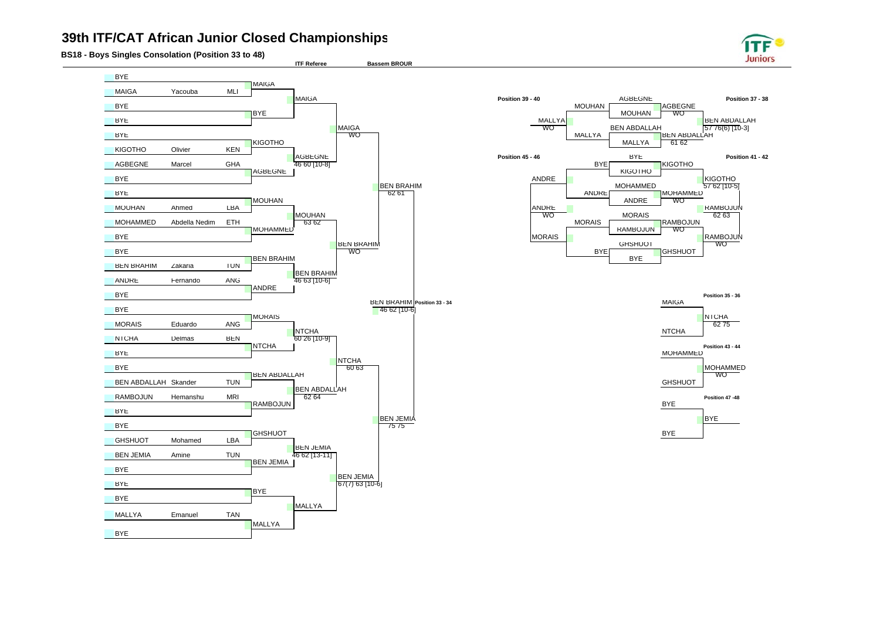# 39th ITF/CAT African Junior Closed Championships

**BS18 - Boys Singles Consolation (Position 33 to 48)**

**ITF Referee** **Bassem BROUR**

## Main Draw (Position 33 - 34)

| | | | | | | |
|---|---|---|---|---|---|---|
| BYE | | | | | | |
| MAIGA | Yacouba | MLI | MAIGA | | | |
| BYE | | | | MAIGA | | |
| BYE | | | BYE | | | |
| BYE | | | | | MAIGA WO | |
| KIGOTHO | Olivier | KEN | KIGOTHO | | | |
| AGBEGNE | Marcel | GHA | | AGBEGNE 46 60 [10-8] | | |
| BYE | | | AGBEGNE | | | |
| BYE | | | | | | BEN BRAHIM 62 61 |
| MOUHAN | Ahmed | LBA | MOUHAN | | | |
| MOHAMMED | Abdella Nedim | ETH | | MOUHAN 63 62 | | |
| BYE | | | MOHAMMED | | | |
| BYE | | | | | BEN BRAHIM WO | |
| BEN BRAHIM | Zakaria | TUN | BEN BRAHIM | | | |
| ANDRE | Fernando | ANG | | BEN BRAHIM 46 63 [10-6] | | |
| BYE | | | ANDRE | | | |
| BYE | | | | | | |
| MORAIS | Eduardo | ANG | MORAIS | | | |
| NTCHA | Delmas | BEN | | NTCHA 60 26 [10-9] | | |
| BYE | | | NTCHA | | | |
| BYE | | | | | NTCHA 60 63 | |
| BEN ABDALLAH | Skander | TUN | BEN ABDALLAH | | | |
| RAMBOJUN | Hemanshu | MRI | | BEN ABDALLAH 62 64 | | |
| BYE | | | RAMBOJUN | | | |
| BYE | | | | | | BEN JEMIA 75 75 |
| GHSHUOT | Mohamed | LBA | GHSHUOT | | | |
| BEN JEMIA | Amine | TUN | | BEN JEMIA 46 62 [13-11] | | |
| BYE | | | BEN JEMIA | | | |
| BYE | | | | | BEN JEMIA 67(7) 63 [10-6] | |
| BYE | | | BYE | | | |
| MALLYA | Emanuel | TAN | | MALLYA | | |
| BYE | | | MALLYA | | | |

**Position 33 - 34:** BEN BRAHIM 46 62 [10-6]

## Position 37 - 38

- AGBEGNE vs MOUHAN → AGBEGNE WO
- BEN ABDALLAH vs MALLYA → BEN ABDALLAH 61 62
- Final: BEN ABDALLAH 57 76(6) [10-3]

## Position 39 - 40

- MOUHAN vs MALLYA → MALLYA WO

## Position 41 - 42

- BYE vs KIGOTHO → KIGOTHO
- MOHAMMED vs ANDRE → MOHAMMED WO
- MORAIS vs RAMBOJUN → RAMBOJUN WO
- GHSHUOT vs BYE → GHSHUOT
- KIGOTHO vs MOHAMMED → KIGOTHO 57 62 [10-5]
- RAMBOJUN vs GHSHUOT → RAMBOJUN WO
- Final: RAMBOJUN 62 63

## Position 45 - 46

- BYE vs ANDRE → ANDRE
- MORAIS vs BYE → MORAIS
- ANDRE vs MORAIS → ANDRE WO

## Position 35 - 36

- MAIGA vs NTCHA → NTCHA 62 75

## Position 43 - 44

- MOHAMMED vs GHSHUOT → MOHAMMED WO

## Position 47 -48

- BYE vs BYE → BYE